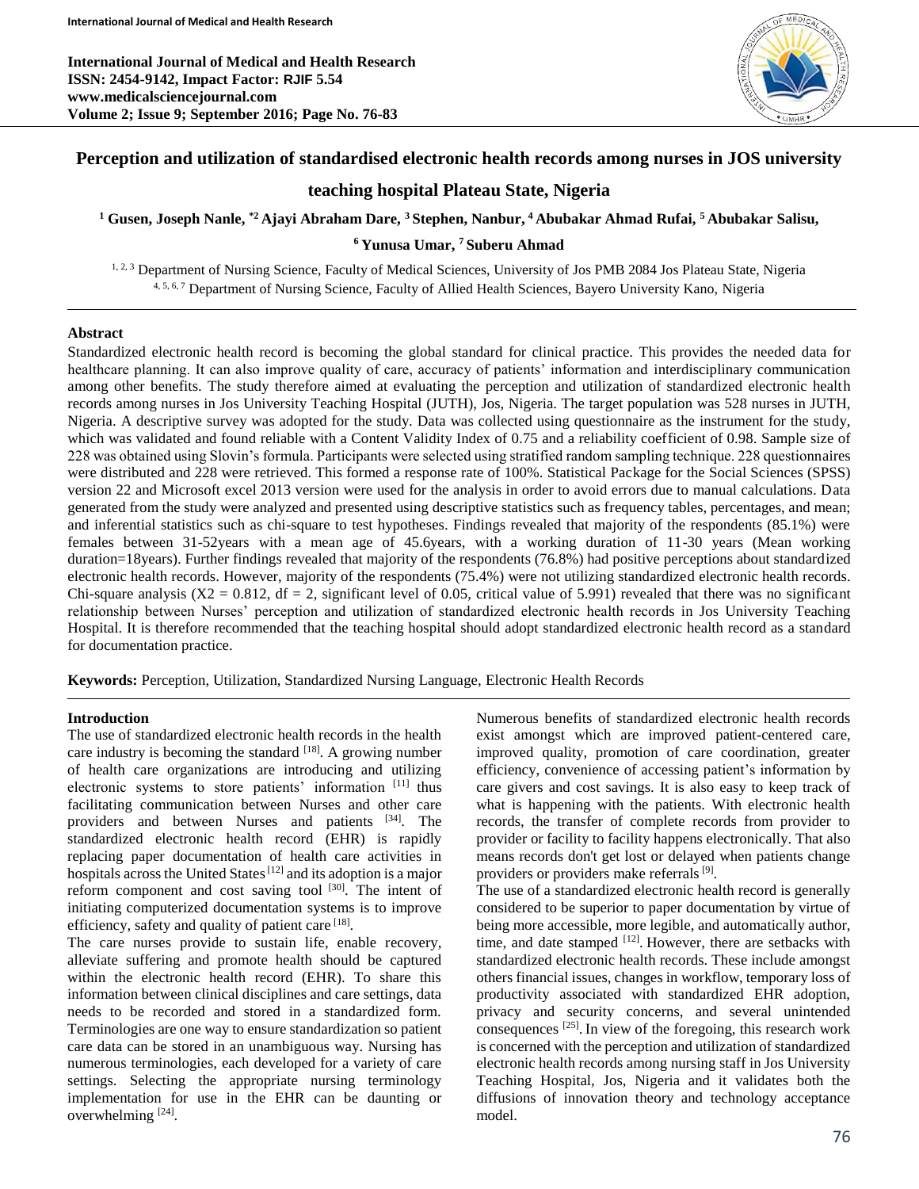International Journal of Medical and Health Research
ISSN: 2454-9142, Impact Factor: RJIF 5.54
www.medicalsciencejournal.com
Volume 2; Issue 9; September 2016; Page No. 76-83

# Perception and utilization of standardised electronic health records among nurses in JOS university teaching hospital Plateau State, Nigeria

[1] Gusen, Joseph Nanle, *[2] Ajayi Abraham Dare, [3] Stephen, Nanbur, [4] Abubakar Ahmad Rufai, [5] Abubakar Salisu, [6] Yunusa Umar, [7] Suberu Ahmad

[1, 2, 3] Department of Nursing Science, Faculty of Medical Sciences, University of Jos PMB 2084 Jos Plateau State, Nigeria
[4, 5, 6, 7] Department of Nursing Science, Faculty of Allied Health Sciences, Bayero University Kano, Nigeria

## Abstract

Standardized electronic health record is becoming the global standard for clinical practice. This provides the needed data for healthcare planning. It can also improve quality of care, accuracy of patients' information and interdisciplinary communication among other benefits. The study therefore aimed at evaluating the perception and utilization of standardized electronic health records among nurses in Jos University Teaching Hospital (JUTH), Jos, Nigeria. The target population was 528 nurses in JUTH, Nigeria. A descriptive survey was adopted for the study. Data was collected using questionnaire as the instrument for the study, which was validated and found reliable with a Content Validity Index of 0.75 and a reliability coefficient of 0.98. Sample size of 228 was obtained using Slovin's formula. Participants were selected using stratified random sampling technique. 228 questionnaires were distributed and 228 were retrieved. This formed a response rate of 100%. Statistical Package for the Social Sciences (SPSS) version 22 and Microsoft excel 2013 version were used for the analysis in order to avoid errors due to manual calculations. Data generated from the study were analyzed and presented using descriptive statistics such as frequency tables, percentages, and mean; and inferential statistics such as chi-square to test hypotheses. Findings revealed that majority of the respondents (85.1%) were females between 31-52years with a mean age of 45.6years, with a working duration of 11-30 years (Mean working duration=18years). Further findings revealed that majority of the respondents (76.8%) had positive perceptions about standardized electronic health records. However, majority of the respondents (75.4%) were not utilizing standardized electronic health records. Chi-square analysis ($X2 = 0.812$, df = 2, significant level of 0.05, critical value of 5.991) revealed that there was no significant relationship between Nurses' perception and utilization of standardized electronic health records in Jos University Teaching Hospital. It is therefore recommended that the teaching hospital should adopt standardized electronic health record as a standard for documentation practice.

**Keywords:** Perception, Utilization, Standardized Nursing Language, Electronic Health Records

## Introduction

The use of standardized electronic health records in the health care industry is becoming the standard [18]. A growing number of health care organizations are introducing and utilizing electronic systems to store patients' information [11] thus facilitating communication between Nurses and other care providers and between Nurses and patients [34]. The standardized electronic health record (EHR) is rapidly replacing paper documentation of health care activities in hospitals across the United States [12] and its adoption is a major reform component and cost saving tool [30]. The intent of initiating computerized documentation systems is to improve efficiency, safety and quality of patient care [18].

The care nurses provide to sustain life, enable recovery, alleviate suffering and promote health should be captured within the electronic health record (EHR). To share this information between clinical disciplines and care settings, data needs to be recorded and stored in a standardized form. Terminologies are one way to ensure standardization so patient care data can be stored in an unambiguous way. Nursing has numerous terminologies, each developed for a variety of care settings. Selecting the appropriate nursing terminology implementation for use in the EHR can be daunting or overwhelming [24].

Numerous benefits of standardized electronic health records exist amongst which are improved patient-centered care, improved quality, promotion of care coordination, greater efficiency, convenience of accessing patient's information by care givers and cost savings. It is also easy to keep track of what is happening with the patients. With electronic health records, the transfer of complete records from provider to provider or facility to facility happens electronically. That also means records don't get lost or delayed when patients change providers or providers make referrals [9].

The use of a standardized electronic health record is generally considered to be superior to paper documentation by virtue of being more accessible, more legible, and automatically author, time, and date stamped [12]. However, there are setbacks with standardized electronic health records. These include amongst others financial issues, changes in workflow, temporary loss of productivity associated with standardized EHR adoption, privacy and security concerns, and several unintended consequences [25]. In view of the foregoing, this research work is concerned with the perception and utilization of standardized electronic health records among nursing staff in Jos University Teaching Hospital, Jos, Nigeria and it validates both the diffusions of innovation theory and technology acceptance model.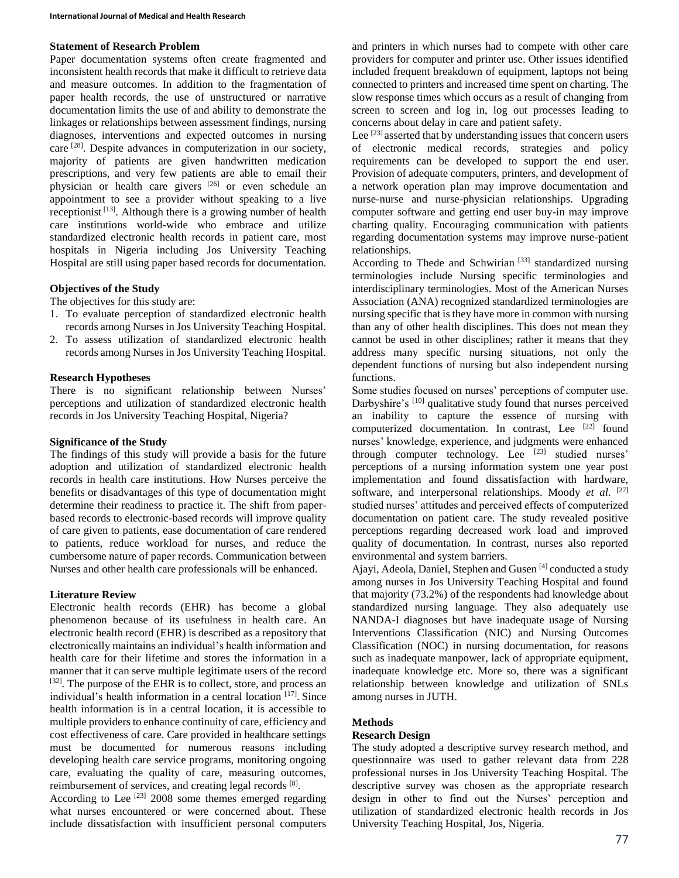### Statement of Research Problem

Paper documentation systems often create fragmented and inconsistent health records that make it difficult to retrieve data and measure outcomes. In addition to the fragmentation of paper health records, the use of unstructured or narrative documentation limits the use of and ability to demonstrate the linkages or relationships between assessment findings, nursing diagnoses, interventions and expected outcomes in nursing care [28]. Despite advances in computerization in our society, majority of patients are given handwritten medication prescriptions, and very few patients are able to email their physician or health care givers [26] or even schedule an appointment to see a provider without speaking to a live receptionist [13]. Although there is a growing number of health care institutions world-wide who embrace and utilize standardized electronic health records in patient care, most hospitals in Nigeria including Jos University Teaching Hospital are still using paper based records for documentation.

### Objectives of the Study

The objectives for this study are:

1. To evaluate perception of standardized electronic health records among Nurses in Jos University Teaching Hospital.
2. To assess utilization of standardized electronic health records among Nurses in Jos University Teaching Hospital.

### Research Hypotheses

There is no significant relationship between Nurses' perceptions and utilization of standardized electronic health records in Jos University Teaching Hospital, Nigeria?

### Significance of the Study

The findings of this study will provide a basis for the future adoption and utilization of standardized electronic health records in health care institutions. How Nurses perceive the benefits or disadvantages of this type of documentation might determine their readiness to practice it. The shift from paper-based records to electronic-based records will improve quality of care given to patients, ease documentation of care rendered to patients, reduce workload for nurses, and reduce the cumbersome nature of paper records. Communication between Nurses and other health care professionals will be enhanced.

### Literature Review

Electronic health records (EHR) has become a global phenomenon because of its usefulness in health care. An electronic health record (EHR) is described as a repository that electronically maintains an individual's health information and health care for their lifetime and stores the information in a manner that it can serve multiple legitimate users of the record [32]. The purpose of the EHR is to collect, store, and process an individual's health information in a central location [17]. Since health information is in a central location, it is accessible to multiple providers to enhance continuity of care, efficiency and cost effectiveness of care. Care provided in healthcare settings must be documented for numerous reasons including developing health care service programs, monitoring ongoing care, evaluating the quality of care, measuring outcomes, reimbursement of services, and creating legal records [8].

According to Lee [23] 2008 some themes emerged regarding what nurses encountered or were concerned about. These include dissatisfaction with insufficient personal computers and printers in which nurses had to compete with other care providers for computer and printer use. Other issues identified included frequent breakdown of equipment, laptops not being connected to printers and increased time spent on charting. The slow response times which occurs as a result of changing from screen to screen and log in, log out processes leading to concerns about delay in care and patient safety.

Lee [23] asserted that by understanding issues that concern users of electronic medical records, strategies and policy requirements can be developed to support the end user. Provision of adequate computers, printers, and development of a network operation plan may improve documentation and nurse-nurse and nurse-physician relationships. Upgrading computer software and getting end user buy-in may improve charting quality. Encouraging communication with patients regarding documentation systems may improve nurse-patient relationships.

According to Thede and Schwirian [33] standardized nursing terminologies include Nursing specific terminologies and interdisciplinary terminologies. Most of the American Nurses Association (ANA) recognized standardized terminologies are nursing specific that is they have more in common with nursing than any of other health disciplines. This does not mean they cannot be used in other disciplines; rather it means that they address many specific nursing situations, not only the dependent functions of nursing but also independent nursing functions.

Some studies focused on nurses' perceptions of computer use. Darbyshire's [10] qualitative study found that nurses perceived an inability to capture the essence of nursing with computerized documentation. In contrast, Lee [22] found nurses' knowledge, experience, and judgments were enhanced through computer technology. Lee [23] studied nurses' perceptions of a nursing information system one year post implementation and found dissatisfaction with hardware, software, and interpersonal relationships. Moody *et al.* [27] studied nurses' attitudes and perceived effects of computerized documentation on patient care. The study revealed positive perceptions regarding decreased work load and improved quality of documentation. In contrast, nurses also reported environmental and system barriers.

Ajayi, Adeola, Daniel, Stephen and Gusen [4] conducted a study among nurses in Jos University Teaching Hospital and found that majority (73.2%) of the respondents had knowledge about standardized nursing language. They also adequately use NANDA-I diagnoses but have inadequate usage of Nursing Interventions Classification (NIC) and Nursing Outcomes Classification (NOC) in nursing documentation, for reasons such as inadequate manpower, lack of appropriate equipment, inadequate knowledge etc. More so, there was a significant relationship between knowledge and utilization of SNLs among nurses in JUTH.

## Methods

### Research Design

The study adopted a descriptive survey research method, and questionnaire was used to gather relevant data from 228 professional nurses in Jos University Teaching Hospital. The descriptive survey was chosen as the appropriate research design in other to find out the Nurses' perception and utilization of standardized electronic health records in Jos University Teaching Hospital, Jos, Nigeria.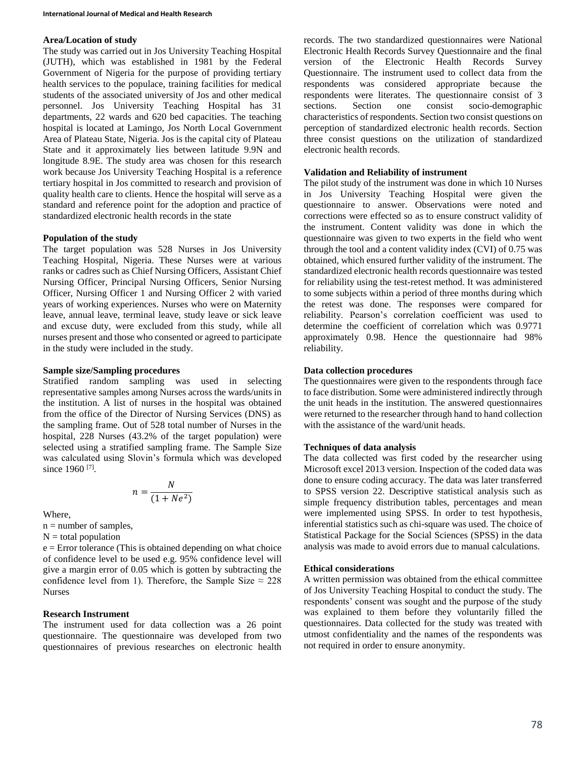### Area/Location of study

The study was carried out in Jos University Teaching Hospital (JUTH), which was established in 1981 by the Federal Government of Nigeria for the purpose of providing tertiary health services to the populace, training facilities for medical students of the associated university of Jos and other medical personnel. Jos University Teaching Hospital has 31 departments, 22 wards and 620 bed capacities. The teaching hospital is located at Lamingo, Jos North Local Government Area of Plateau State, Nigeria. Jos is the capital city of Plateau State and it approximately lies between latitude 9.9N and longitude 8.9E. The study area was chosen for this research work because Jos University Teaching Hospital is a reference tertiary hospital in Jos committed to research and provision of quality health care to clients. Hence the hospital will serve as a standard and reference point for the adoption and practice of standardized electronic health records in the state

### Population of the study

The target population was 528 Nurses in Jos University Teaching Hospital, Nigeria. These Nurses were at various ranks or cadres such as Chief Nursing Officers, Assistant Chief Nursing Officer, Principal Nursing Officers, Senior Nursing Officer, Nursing Officer 1 and Nursing Officer 2 with varied years of working experiences. Nurses who were on Maternity leave, annual leave, terminal leave, study leave or sick leave and excuse duty, were excluded from this study, while all nurses present and those who consented or agreed to participate in the study were included in the study.

### Sample size/Sampling procedures

Stratified random sampling was used in selecting representative samples among Nurses across the wards/units in the institution. A list of nurses in the hospital was obtained from the office of the Director of Nursing Services (DNS) as the sampling frame. Out of 528 total number of Nurses in the hospital, 228 Nurses (43.2% of the target population) were selected using a stratified sampling frame. The Sample Size was calculated using Slovin's formula which was developed since 1960 [7].

$$n = \frac{N}{(1 + Ne^2)}$$

Where,

n = number of samples,

N = total population

e = Error tolerance (This is obtained depending on what choice of confidence level to be used e.g. 95% confidence level will give a margin error of 0.05 which is gotten by subtracting the confidence level from 1). Therefore, the Sample Size ≈ 228 Nurses

### Research Instrument

The instrument used for data collection was a 26 point questionnaire. The questionnaire was developed from two questionnaires of previous researches on electronic health records. The two standardized questionnaires were National Electronic Health Records Survey Questionnaire and the final version of the Electronic Health Records Survey Questionnaire. The instrument used to collect data from the respondents was considered appropriate because the respondents were literates. The questionnaire consist of 3 sections. Section one consist socio-demographic characteristics of respondents. Section two consist questions on perception of standardized electronic health records. Section three consist questions on the utilization of standardized electronic health records.

### Validation and Reliability of instrument

The pilot study of the instrument was done in which 10 Nurses in Jos University Teaching Hospital were given the questionnaire to answer. Observations were noted and corrections were effected so as to ensure construct validity of the instrument. Content validity was done in which the questionnaire was given to two experts in the field who went through the tool and a content validity index (CVI) of 0.75 was obtained, which ensured further validity of the instrument. The standardized electronic health records questionnaire was tested for reliability using the test-retest method. It was administered to some subjects within a period of three months during which the retest was done. The responses were compared for reliability. Pearson's correlation coefficient was used to determine the coefficient of correlation which was 0.9771 approximately 0.98. Hence the questionnaire had 98% reliability.

### Data collection procedures

The questionnaires were given to the respondents through face to face distribution. Some were administered indirectly through the unit heads in the institution. The answered questionnaires were returned to the researcher through hand to hand collection with the assistance of the ward/unit heads.

### Techniques of data analysis

The data collected was first coded by the researcher using Microsoft excel 2013 version. Inspection of the coded data was done to ensure coding accuracy. The data was later transferred to SPSS version 22. Descriptive statistical analysis such as simple frequency distribution tables, percentages and mean were implemented using SPSS. In order to test hypothesis, inferential statistics such as chi-square was used. The choice of Statistical Package for the Social Sciences (SPSS) in the data analysis was made to avoid errors due to manual calculations.

### Ethical considerations

A written permission was obtained from the ethical committee of Jos University Teaching Hospital to conduct the study. The respondents' consent was sought and the purpose of the study was explained to them before they voluntarily filled the questionnaires. Data collected for the study was treated with utmost confidentiality and the names of the respondents was not required in order to ensure anonymity.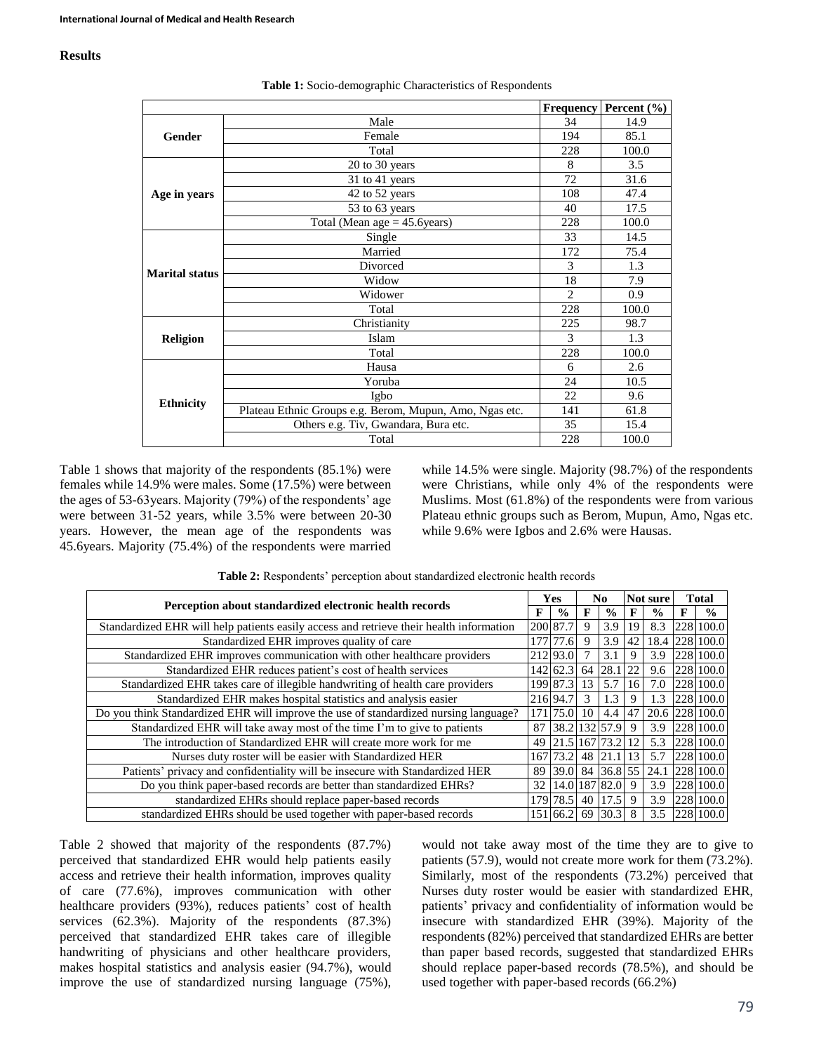## Results

**Table 1:** Socio-demographic Characteristics of Respondents

| | | Frequency | Percent (%) |
|---|---|---|---|
| **Gender** | Male | 34 | 14.9 |
| | Female | 194 | 85.1 |
| | Total | 228 | 100.0 |
| **Age in years** | 20 to 30 years | 8 | 3.5 |
| | 31 to 41 years | 72 | 31.6 |
| | 42 to 52 years | 108 | 47.4 |
| | 53 to 63 years | 40 | 17.5 |
| | Total (Mean age = 45.6years) | 228 | 100.0 |
| **Marital status** | Single | 33 | 14.5 |
| | Married | 172 | 75.4 |
| | Divorced | 3 | 1.3 |
| | Widow | 18 | 7.9 |
| | Widower | 2 | 0.9 |
| | Total | 228 | 100.0 |
| **Religion** | Christianity | 225 | 98.7 |
| | Islam | 3 | 1.3 |
| | Total | 228 | 100.0 |
| **Ethnicity** | Hausa | 6 | 2.6 |
| | Yoruba | 24 | 10.5 |
| | Igbo | 22 | 9.6 |
| | Plateau Ethnic Groups e.g. Berom, Mupun, Amo, Ngas etc. | 141 | 61.8 |
| | Others e.g. Tiv, Gwandara, Bura etc. | 35 | 15.4 |
| | Total | 228 | 100.0 |

Table 1 shows that majority of the respondents (85.1%) were females while 14.9% were males. Some (17.5%) were between the ages of 53-63years. Majority (79%) of the respondents' age were between 31-52 years, while 3.5% were between 20-30 years. However, the mean age of the respondents was 45.6years. Majority (75.4%) of the respondents were married while 14.5% were single. Majority (98.7%) of the respondents were Christians, while only 4% of the respondents were Muslims. Most (61.8%) of the respondents were from various Plateau ethnic groups such as Berom, Mupun, Amo, Ngas etc. while 9.6% were Igbos and 2.6% were Hausas.

**Table 2:** Respondents' perception about standardized electronic health records

| Perception about standardized electronic health records | Yes | | No | | Not sure | | Total | |
|---|---|---|---|---|---|---|---|---|
| | F | % | F | % | F | % | F | % |
| Standardized EHR will help patients easily access and retrieve their health information | 200 | 87.7 | 9 | 3.9 | 19 | 8.3 | 228 | 100.0 |
| Standardized EHR improves quality of care | 177 | 77.6 | 9 | 3.9 | 42 | 18.4 | 228 | 100.0 |
| Standardized EHR improves communication with other healthcare providers | 212 | 93.0 | 7 | 3.1 | 9 | 3.9 | 228 | 100.0 |
| Standardized EHR reduces patient's cost of health services | 142 | 62.3 | 64 | 28.1 | 22 | 9.6 | 228 | 100.0 |
| Standardized EHR takes care of illegible handwriting of health care providers | 199 | 87.3 | 13 | 5.7 | 16 | 7.0 | 228 | 100.0 |
| Standardized EHR makes hospital statistics and analysis easier | 216 | 94.7 | 3 | 1.3 | 9 | 1.3 | 228 | 100.0 |
| Do you think Standardized EHR will improve the use of standardized nursing language? | 171 | 75.0 | 10 | 4.4 | 47 | 20.6 | 228 | 100.0 |
| Standardized EHR will take away most of the time I'm to give to patients | 87 | 38.2 | 132 | 57.9 | 9 | 3.9 | 228 | 100.0 |
| The introduction of Standardized EHR will create more work for me | 49 | 21.5 | 167 | 73.2 | 12 | 5.3 | 228 | 100.0 |
| Nurses duty roster will be easier with Standardized HER | 167 | 73.2 | 48 | 21.1 | 13 | 5.7 | 228 | 100.0 |
| Patients' privacy and confidentiality will be insecure with Standardized HER | 89 | 39.0 | 84 | 36.8 | 55 | 24.1 | 228 | 100.0 |
| Do you think paper-based records are better than standardized EHRs? | 32 | 14.0 | 187 | 82.0 | 9 | 3.9 | 228 | 100.0 |
| standardized EHRs should replace paper-based records | 179 | 78.5 | 40 | 17.5 | 9 | 3.9 | 228 | 100.0 |
| standardized EHRs should be used together with paper-based records | 151 | 66.2 | 69 | 30.3 | 8 | 3.5 | 228 | 100.0 |

Table 2 showed that majority of the respondents (87.7%) perceived that standardized EHR would help patients easily access and retrieve their health information, improves quality of care (77.6%), improves communication with other healthcare providers (93%), reduces patients' cost of health services (62.3%). Majority of the respondents (87.3%) perceived that standardized EHR takes care of illegible handwriting of physicians and other healthcare providers, makes hospital statistics and analysis easier (94.7%), would improve the use of standardized nursing language (75%), would not take away most of the time they are to give to patients (57.9), would not create more work for them (73.2%). Similarly, most of the respondents (73.2%) perceived that Nurses duty roster would be easier with standardized EHR, patients' privacy and confidentiality of information would be insecure with standardized EHR (39%). Majority of the respondents (82%) perceived that standardized EHRs are better than paper based records, suggested that standardized EHRs should replace paper-based records (78.5%), and should be used together with paper-based records (66.2%)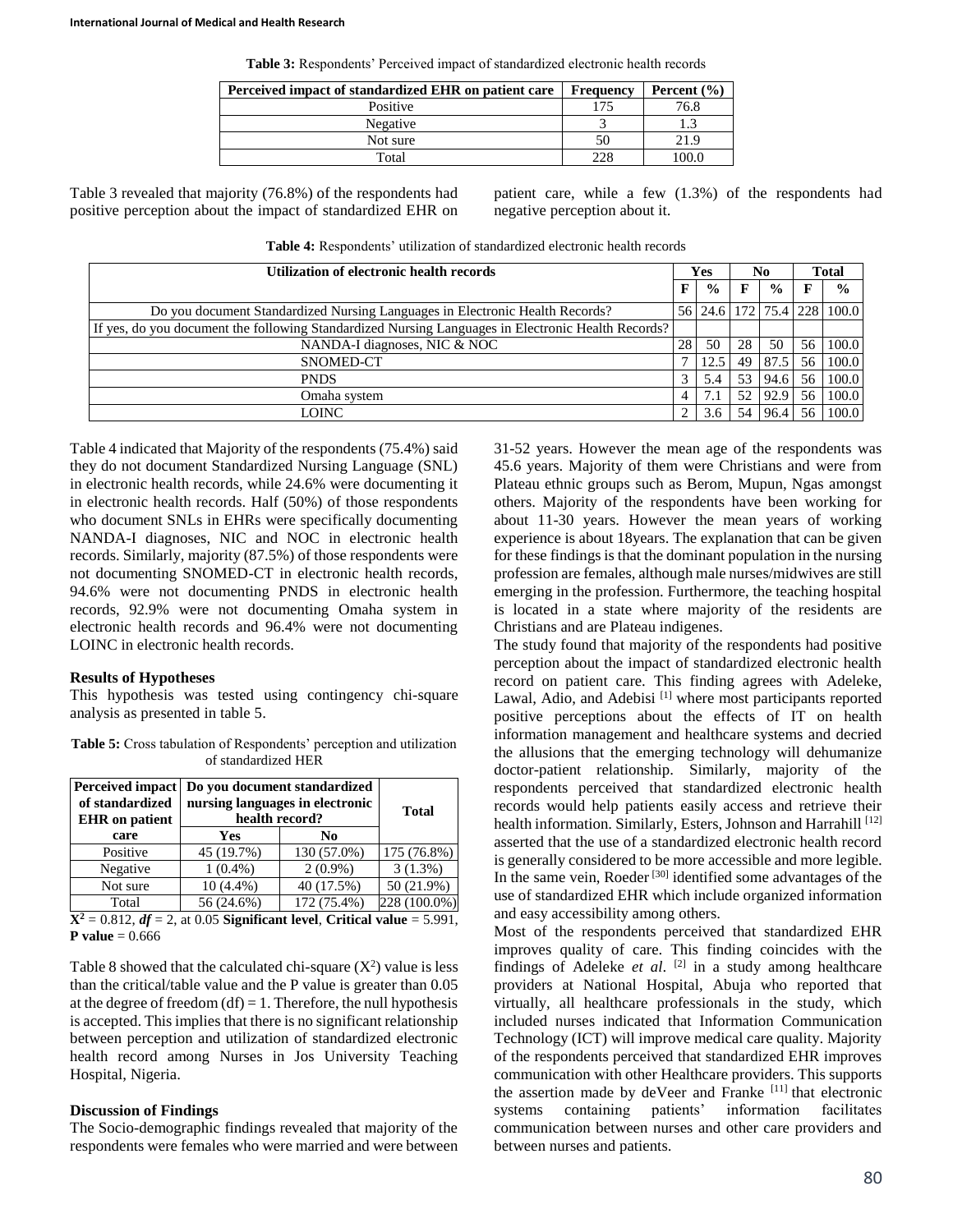**Table 3:** Respondents' Perceived impact of standardized electronic health records

| Perceived impact of standardized EHR on patient care | Frequency | Percent (%) |
|---|---|---|
| Positive | 175 | 76.8 |
| Negative | 3 | 1.3 |
| Not sure | 50 | 21.9 |
| Total | 228 | 100.0 |

Table 3 revealed that majority (76.8%) of the respondents had positive perception about the impact of standardized EHR on patient care, while a few (1.3%) of the respondents had negative perception about it.

**Table 4:** Respondents' utilization of standardized electronic health records

| Utilization of electronic health records | Yes | | No | | Total | |
|---|---|---|---|---|---|---|
| | F | % | F | % | F | % |
| Do you document Standardized Nursing Languages in Electronic Health Records? | 56 | 24.6 | 172 | 75.4 | 228 | 100.0 |
| If yes, do you document the following Standardized Nursing Languages in Electronic Health Records? | | | | | | |
| NANDA-I diagnoses, NIC & NOC | 28 | 50 | 28 | 50 | 56 | 100.0 |
| SNOMED-CT | 7 | 12.5 | 49 | 87.5 | 56 | 100.0 |
| PNDS | 3 | 5.4 | 53 | 94.6 | 56 | 100.0 |
| Omaha system | 4 | 7.1 | 52 | 92.9 | 56 | 100.0 |
| LOINC | 2 | 3.6 | 54 | 96.4 | 56 | 100.0 |

Table 4 indicated that Majority of the respondents (75.4%) said they do not document Standardized Nursing Language (SNL) in electronic health records, while 24.6% were documenting it in electronic health records. Half (50%) of those respondents who document SNLs in EHRs were specifically documenting NANDA-I diagnoses, NIC and NOC in electronic health records. Similarly, majority (87.5%) of those respondents were not documenting SNOMED-CT in electronic health records, 94.6% were not documenting PNDS in electronic health records, 92.9% were not documenting Omaha system in electronic health records and 96.4% were not documenting LOINC in electronic health records.

### Results of Hypotheses

This hypothesis was tested using contingency chi-square analysis as presented in table 5.

**Table 5:** Cross tabulation of Respondents' perception and utilization of standardized HER

| Perceived impact of standardized EHR on patient care | Do you document standardized nursing languages in electronic health record? | | Total |
|---|---|---|---|
| | Yes | No | |
| Positive | 45 (19.7%) | 130 (57.0%) | 175 (76.8%) |
| Negative | 1 (0.4%) | 2 (0.9%) | 3 (1.3%) |
| Not sure | 10 (4.4%) | 40 (17.5%) | 50 (21.9%) |
| Total | 56 (24.6%) | 172 (75.4%) | 228 (100.0%) |

$X^2$ = 0.812, ***df*** = 2, at 0.05 **Significant level**, **Critical value** = 5.991, **P value** = 0.666

Table 8 showed that the calculated chi-square ($X^2$) value is less than the critical/table value and the P value is greater than 0.05 at the degree of freedom (df) = 1. Therefore, the null hypothesis is accepted. This implies that there is no significant relationship between perception and utilization of standardized electronic health record among Nurses in Jos University Teaching Hospital, Nigeria.

### Discussion of Findings

The Socio-demographic findings revealed that majority of the respondents were females who were married and were between 31-52 years. However the mean age of the respondents was 45.6 years. Majority of them were Christians and were from Plateau ethnic groups such as Berom, Mupun, Ngas amongst others. Majority of the respondents have been working for about 11-30 years. However the mean years of working experience is about 18years. The explanation that can be given for these findings is that the dominant population in the nursing profession are females, although male nurses/midwives are still emerging in the profession. Furthermore, the teaching hospital is located in a state where majority of the residents are Christians and are Plateau indigenes.

The study found that majority of the respondents had positive perception about the impact of standardized electronic health record on patient care. This finding agrees with Adeleke, Lawal, Adio, and Adebisi [1] where most participants reported positive perceptions about the effects of IT on health information management and healthcare systems and decried the allusions that the emerging technology will dehumanize doctor-patient relationship. Similarly, majority of the respondents perceived that standardized electronic health records would help patients easily access and retrieve their health information. Similarly, Esters, Johnson and Harrahill [12] asserted that the use of a standardized electronic health record is generally considered to be more accessible and more legible. In the same vein, Roeder [30] identified some advantages of the use of standardized EHR which include organized information and easy accessibility among others.

Most of the respondents perceived that standardized EHR improves quality of care. This finding coincides with the findings of Adeleke *et al*. [2] in a study among healthcare providers at National Hospital, Abuja who reported that virtually, all healthcare professionals in the study, which included nurses indicated that Information Communication Technology (ICT) will improve medical care quality. Majority of the respondents perceived that standardized EHR improves communication with other Healthcare providers. This supports the assertion made by deVeer and Franke [11] that electronic systems containing patients' information facilitates communication between nurses and other care providers and between nurses and patients.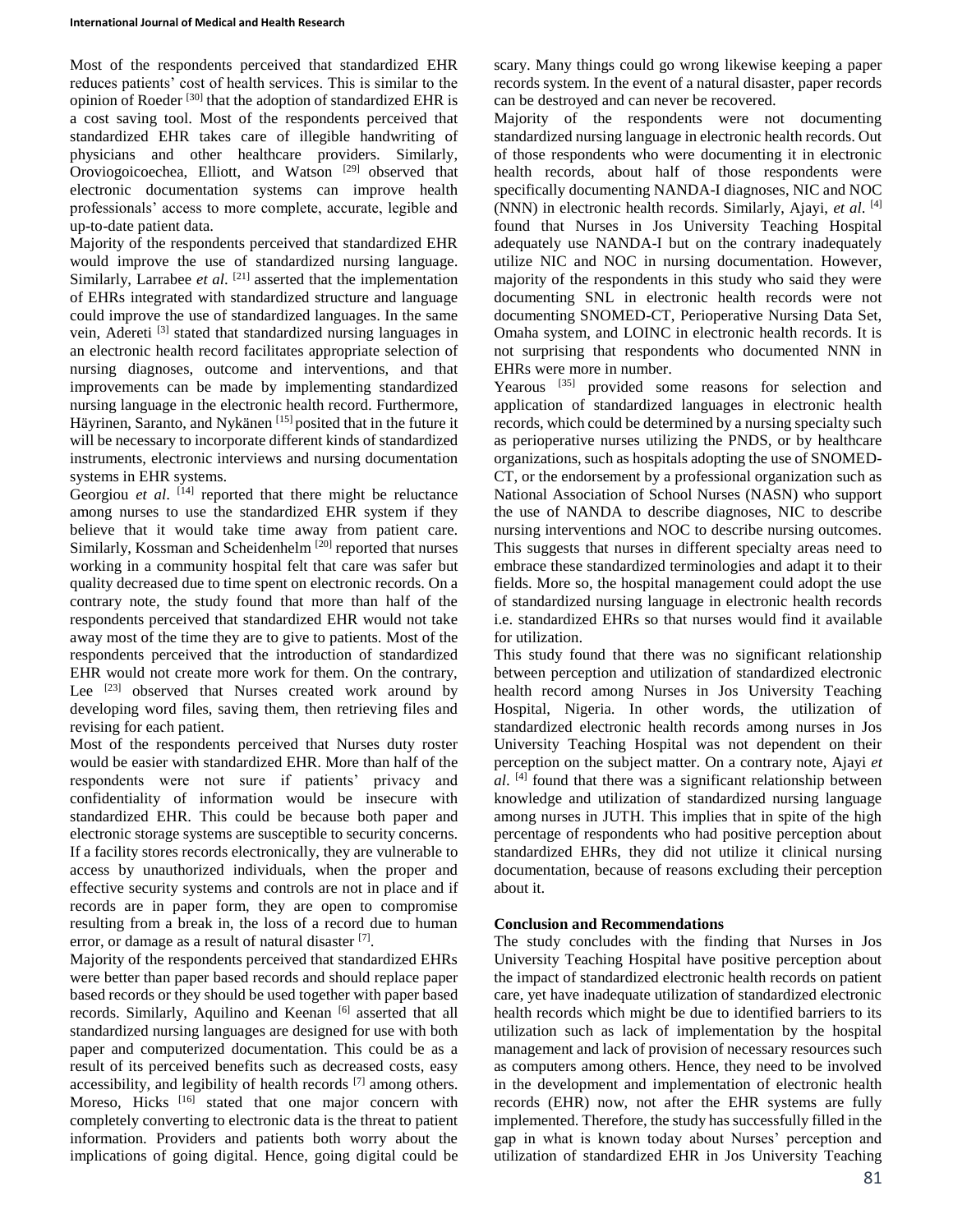Most of the respondents perceived that standardized EHR reduces patients' cost of health services. This is similar to the opinion of Roeder [30] that the adoption of standardized EHR is a cost saving tool. Most of the respondents perceived that standardized EHR takes care of illegible handwriting of physicians and other healthcare providers. Similarly, Oroviogoicoechea, Elliott, and Watson [29] observed that electronic documentation systems can improve health professionals' access to more complete, accurate, legible and up-to-date patient data.

Majority of the respondents perceived that standardized EHR would improve the use of standardized nursing language. Similarly, Larrabee *et al*. [21] asserted that the implementation of EHRs integrated with standardized structure and language could improve the use of standardized languages. In the same vein, Adereti [3] stated that standardized nursing languages in an electronic health record facilitates appropriate selection of nursing diagnoses, outcome and interventions, and that improvements can be made by implementing standardized nursing language in the electronic health record. Furthermore, Häyrinen, Saranto, and Nykänen [15] posited that in the future it will be necessary to incorporate different kinds of standardized instruments, electronic interviews and nursing documentation systems in EHR systems.

Georgiou *et al*. [14] reported that there might be reluctance among nurses to use the standardized EHR system if they believe that it would take time away from patient care. Similarly, Kossman and Scheidenhelm [20] reported that nurses working in a community hospital felt that care was safer but quality decreased due to time spent on electronic records. On a contrary note, the study found that more than half of the respondents perceived that standardized EHR would not take away most of the time they are to give to patients. Most of the respondents perceived that the introduction of standardized EHR would not create more work for them. On the contrary, Lee [23] observed that Nurses created work around by developing word files, saving them, then retrieving files and revising for each patient.

Most of the respondents perceived that Nurses duty roster would be easier with standardized EHR. More than half of the respondents were not sure if patients' privacy and confidentiality of information would be insecure with standardized EHR. This could be because both paper and electronic storage systems are susceptible to security concerns. If a facility stores records electronically, they are vulnerable to access by unauthorized individuals, when the proper and effective security systems and controls are not in place and if records are in paper form, they are open to compromise resulting from a break in, the loss of a record due to human error, or damage as a result of natural disaster [7].

Majority of the respondents perceived that standardized EHRs were better than paper based records and should replace paper based records or they should be used together with paper based records. Similarly, Aquilino and Keenan [6] asserted that all standardized nursing languages are designed for use with both paper and computerized documentation. This could be as a result of its perceived benefits such as decreased costs, easy accessibility, and legibility of health records [7] among others. Moreso, Hicks [16] stated that one major concern with completely converting to electronic data is the threat to patient information. Providers and patients both worry about the implications of going digital. Hence, going digital could be scary. Many things could go wrong likewise keeping a paper records system. In the event of a natural disaster, paper records can be destroyed and can never be recovered.

Majority of the respondents were not documenting standardized nursing language in electronic health records. Out of those respondents who were documenting it in electronic health records, about half of those respondents were specifically documenting NANDA-I diagnoses, NIC and NOC (NNN) in electronic health records. Similarly, Ajayi, *et al*. [4] found that Nurses in Jos University Teaching Hospital adequately use NANDA-I but on the contrary inadequately utilize NIC and NOC in nursing documentation. However, majority of the respondents in this study who said they were documenting SNL in electronic health records were not documenting SNOMED-CT, Perioperative Nursing Data Set, Omaha system, and LOINC in electronic health records. It is not surprising that respondents who documented NNN in EHRs were more in number.

Yearous [35] provided some reasons for selection and application of standardized languages in electronic health records, which could be determined by a nursing specialty such as perioperative nurses utilizing the PNDS, or by healthcare organizations, such as hospitals adopting the use of SNOMED-CT, or the endorsement by a professional organization such as National Association of School Nurses (NASN) who support the use of NANDA to describe diagnoses, NIC to describe nursing interventions and NOC to describe nursing outcomes. This suggests that nurses in different specialty areas need to embrace these standardized terminologies and adapt it to their fields. More so, the hospital management could adopt the use of standardized nursing language in electronic health records i.e. standardized EHRs so that nurses would find it available for utilization.

This study found that there was no significant relationship between perception and utilization of standardized electronic health record among Nurses in Jos University Teaching Hospital, Nigeria. In other words, the utilization of standardized electronic health records among nurses in Jos University Teaching Hospital was not dependent on their perception on the subject matter. On a contrary note, Ajayi *et al*. [4] found that there was a significant relationship between knowledge and utilization of standardized nursing language among nurses in JUTH. This implies that in spite of the high percentage of respondents who had positive perception about standardized EHRs, they did not utilize it clinical nursing documentation, because of reasons excluding their perception about it.

## Conclusion and Recommendations

The study concludes with the finding that Nurses in Jos University Teaching Hospital have positive perception about the impact of standardized electronic health records on patient care, yet have inadequate utilization of standardized electronic health records which might be due to identified barriers to its utilization such as lack of implementation by the hospital management and lack of provision of necessary resources such as computers among others. Hence, they need to be involved in the development and implementation of electronic health records (EHR) now, not after the EHR systems are fully implemented. Therefore, the study has successfully filled in the gap in what is known today about Nurses' perception and utilization of standardized EHR in Jos University Teaching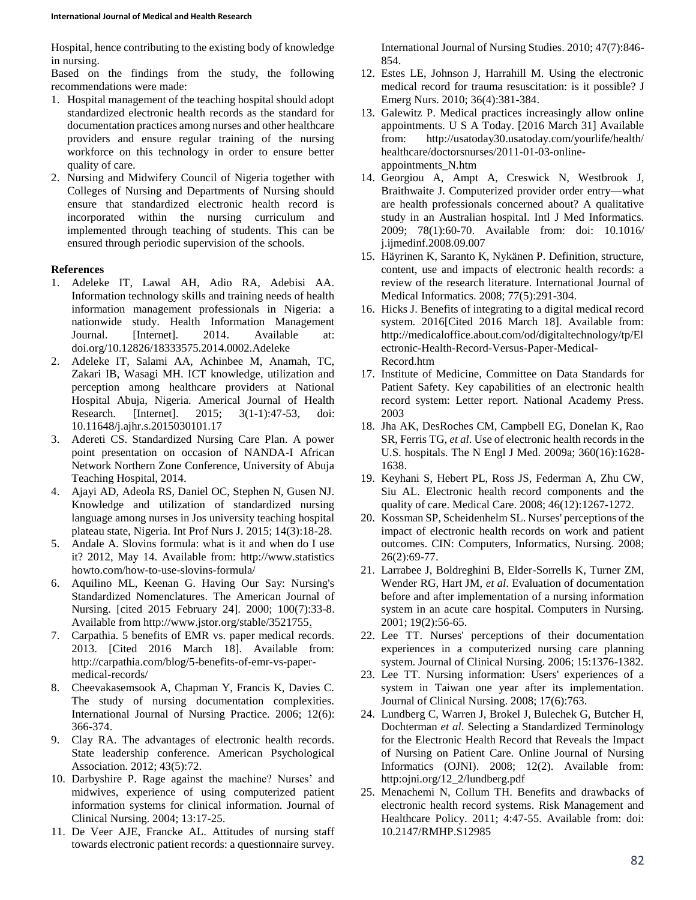Hospital, hence contributing to the existing body of knowledge in nursing.

Based on the findings from the study, the following recommendations were made:

1. Hospital management of the teaching hospital should adopt standardized electronic health records as the standard for documentation practices among nurses and other healthcare providers and ensure regular training of the nursing workforce on this technology in order to ensure better quality of care.
2. Nursing and Midwifery Council of Nigeria together with Colleges of Nursing and Departments of Nursing should ensure that standardized electronic health record is incorporated within the nursing curriculum and implemented through teaching of students. This can be ensured through periodic supervision of the schools.

## References

1. Adeleke IT, Lawal AH, Adio RA, Adebisi AA. Information technology skills and training needs of health information management professionals in Nigeria: a nationwide study. Health Information Management Journal. [Internet]. 2014. Available at: doi.org/10.12826/18333575.2014.0002.Adeleke
2. Adeleke IT, Salami AA, Achinbee M, Anamah, TC, Zakari IB, Wasagi MH. ICT knowledge, utilization and perception among healthcare providers at National Hospital Abuja, Nigeria. Americal Journal of Health Research. [Internet]. 2015; 3(1-1):47-53, doi: 10.11648/j.ajhr.s.2015030101.17
3. Adereti CS. Standardized Nursing Care Plan. A power point presentation on occasion of NANDA-I African Network Northern Zone Conference, University of Abuja Teaching Hospital, 2014.
4. Ajayi AD, Adeola RS, Daniel OC, Stephen N, Gusen NJ. Knowledge and utilization of standardized nursing language among nurses in Jos university teaching hospital plateau state, Nigeria. Int Prof Nurs J. 2015; 14(3):18-28.
5. Andale A. Slovins formula: what is it and when do I use it? 2012, May 14. Available from: http://www.statisticshowto.com/how-to-use-slovins-formula/
6. Aquilino ML, Keenan G. Having Our Say: Nursing's Standardized Nomenclatures. The American Journal of Nursing. [cited 2015 February 24]. 2000; 100(7):33-8. Available from http://www.jstor.org/stable/3521755.
7. Carpathia. 5 benefits of EMR vs. paper medical records. 2013. [Cited 2016 March 18]. Available from: http://carpathia.com/blog/5-benefits-of-emr-vs-paper-medical-records/
8. Cheevakasemsook A, Chapman Y, Francis K, Davies C. The study of nursing documentation complexities. International Journal of Nursing Practice. 2006; 12(6): 366-374.
9. Clay RA. The advantages of electronic health records. State leadership conference. American Psychological Association. 2012; 43(5):72.
10. Darbyshire P. Rage against the machine? Nurses' and midwives, experience of using computerized patient information systems for clinical information. Journal of Clinical Nursing. 2004; 13:17-25.
11. De Veer AJE, Francke AL. Attitudes of nursing staff towards electronic patient records: a questionnaire survey. International Journal of Nursing Studies. 2010; 47(7):846-854.
12. Estes LE, Johnson J, Harrahill M. Using the electronic medical record for trauma resuscitation: is it possible? J Emerg Nurs. 2010; 36(4):381-384.
13. Galewitz P. Medical practices increasingly allow online appointments. U S A Today. [2016 March 31] Available from: http://usatoday30.usatoday.com/yourlife/health/healthcare/doctorsnurses/2011-01-03-online-appointments_N.htm
14. Georgiou A, Ampt A, Creswick N, Westbrook J, Braithwaite J. Computerized provider order entry—what are health professionals concerned about? A qualitative study in an Australian hospital. Intl J Med Informatics. 2009; 78(1):60-70. Available from: doi: 10.1016/j.ijmedinf.2008.09.007
15. Häyrinen K, Saranto K, Nykänen P. Definition, structure, content, use and impacts of electronic health records: a review of the research literature. International Journal of Medical Informatics. 2008; 77(5):291-304.
16. Hicks J. Benefits of integrating to a digital medical record system. 2016[Cited 2016 March 18]. Available from: http://medicaloffice.about.com/od/digitaltechnology/tp/Electronic-Health-Record-Versus-Paper-Medical-Record.htm
17. Institute of Medicine, Committee on Data Standards for Patient Safety. Key capabilities of an electronic health record system: Letter report. National Academy Press. 2003
18. Jha AK, DesRoches CM, Campbell EG, Donelan K, Rao SR, Ferris TG, *et al*. Use of electronic health records in the U.S. hospitals. The N Engl J Med. 2009a; 360(16):1628-1638.
19. Keyhani S, Hebert PL, Ross JS, Federman A, Zhu CW, Siu AL. Electronic health record components and the quality of care. Medical Care. 2008; 46(12):1267-1272.
20. Kossman SP, Scheidenhelm SL. Nurses' perceptions of the impact of electronic health records on work and patient outcomes. CIN: Computers, Informatics, Nursing. 2008; 26(2):69-77.
21. Larrabee J, Boldreghini B, Elder-Sorrells K, Turner ZM, Wender RG, Hart JM, *et al*. Evaluation of documentation before and after implementation of a nursing information system in an acute care hospital. Computers in Nursing. 2001; 19(2):56-65.
22. Lee TT. Nurses' perceptions of their documentation experiences in a computerized nursing care planning system. Journal of Clinical Nursing. 2006; 15:1376-1382.
23. Lee TT. Nursing information: Users' experiences of a system in Taiwan one year after its implementation. Journal of Clinical Nursing. 2008; 17(6):763.
24. Lundberg C, Warren J, Brokel J, Bulechek G, Butcher H, Dochterman *et al*. Selecting a Standardized Terminology for the Electronic Health Record that Reveals the Impact of Nursing on Patient Care. Online Journal of Nursing Informatics (OJNI). 2008; 12(2). Available from: http:ojni.org/12_2/lundberg.pdf
25. Menachemi N, Collum TH. Benefits and drawbacks of electronic health record systems. Risk Management and Healthcare Policy. 2011; 4:47-55. Available from: doi: 10.2147/RMHP.S12985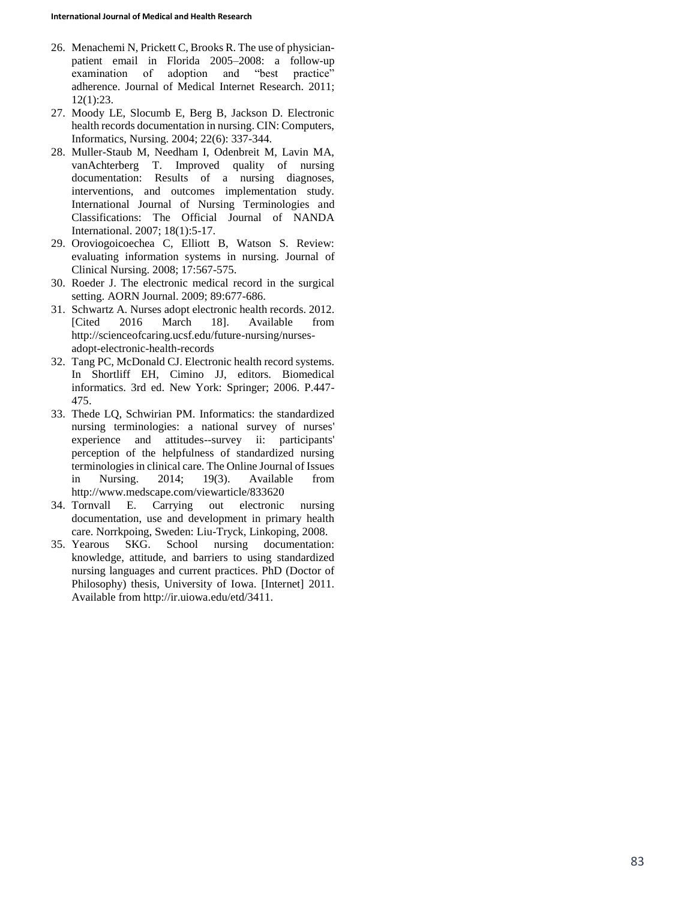26. Menachemi N, Prickett C, Brooks R. The use of physician-patient email in Florida 2005–2008: a follow-up examination of adoption and "best practice" adherence. Journal of Medical Internet Research. 2011; 12(1):23.
27. Moody LE, Slocumb E, Berg B, Jackson D. Electronic health records documentation in nursing. CIN: Computers, Informatics, Nursing. 2004; 22(6): 337-344.
28. Muller-Staub M, Needham I, Odenbreit M, Lavin MA, vanAchterberg T. Improved quality of nursing documentation: Results of a nursing diagnoses, interventions, and outcomes implementation study. International Journal of Nursing Terminologies and Classifications: The Official Journal of NANDA International. 2007; 18(1):5-17.
29. Oroviogoicoechea C, Elliott B, Watson S. Review: evaluating information systems in nursing. Journal of Clinical Nursing. 2008; 17:567-575.
30. Roeder J. The electronic medical record in the surgical setting. AORN Journal. 2009; 89:677-686.
31. Schwartz A. Nurses adopt electronic health records. 2012. [Cited 2016 March 18]. Available from http://scienceofcaring.ucsf.edu/future-nursing/nurses-adopt-electronic-health-records
32. Tang PC, McDonald CJ. Electronic health record systems. In Shortliff EH, Cimino JJ, editors. Biomedical informatics. 3rd ed. New York: Springer; 2006. P.447-475.
33. Thede LQ, Schwirian PM. Informatics: the standardized nursing terminologies: a national survey of nurses' experience and attitudes--survey ii: participants' perception of the helpfulness of standardized nursing terminologies in clinical care. The Online Journal of Issues in Nursing. 2014; 19(3). Available from http://www.medscape.com/viewarticle/833620
34. Tornvall E. Carrying out electronic nursing documentation, use and development in primary health care. Norrkpoing, Sweden: Liu-Tryck, Linkoping, 2008.
35. Yearous SKG. School nursing documentation: knowledge, attitude, and barriers to using standardized nursing languages and current practices. PhD (Doctor of Philosophy) thesis, University of Iowa. [Internet] 2011. Available from http://ir.uiowa.edu/etd/3411.